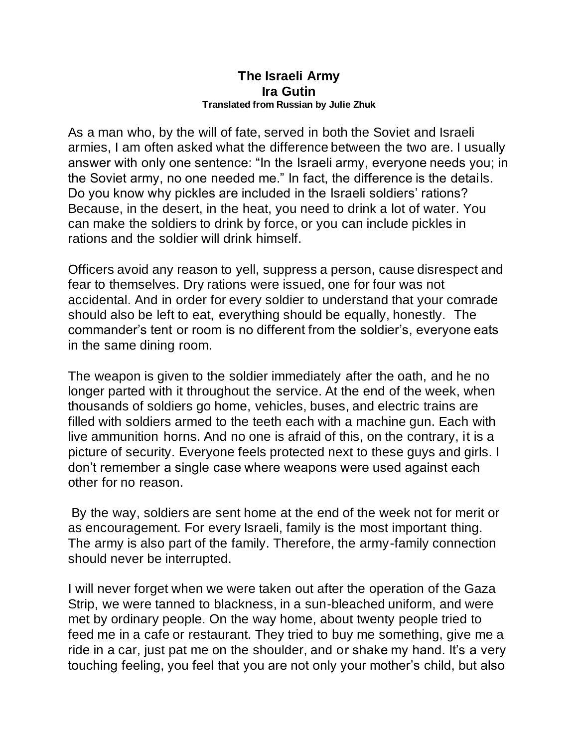# The Israeli Army

## Ira Gutin

**Translated from Russian by Julie Zhuk**

As a man who, by the will of fate, served in both the Soviet and Israeli armies, I am often asked what the difference between the two are. I usually answer with only one sentence: "In the Israeli army, everyone needs you; in the Soviet army, no one needed me." In fact, the difference is the details. Do you know why pickles are included in the Israeli soldiers' rations? Because, in the desert, in the heat, you need to drink a lot of water. You can make the soldiers to drink by force, or you can include pickles in rations and the soldier will drink himself.

Officers avoid any reason to yell, suppress a person, cause disrespect and fear to themselves. Dry rations were issued, one for four was not accidental. And in order for every soldier to understand that your comrade should also be left to eat, everything should be equally, honestly. The commander's tent or room is no different from the soldier's, everyone eats in the same dining room.

The weapon is given to the soldier immediately after the oath, and he no longer parted with it throughout the service. At the end of the week, when thousands of soldiers go home, vehicles, buses, and electric trains are filled with soldiers armed to the teeth each with a machine gun. Each with live ammunition horns. And no one is afraid of this, on the contrary, it is a picture of security. Everyone feels protected next to these guys and girls. I don't remember a single case where weapons were used against each other for no reason.

By the way, soldiers are sent home at the end of the week not for merit or as encouragement. For every Israeli, family is the most important thing. The army is also part of the family. Therefore, the army-family connection should never be interrupted.

I will never forget when we were taken out after the operation of the Gaza Strip, we were tanned to blackness, in a sun-bleached uniform, and were met by ordinary people. On the way home, about twenty people tried to feed me in a cafe or restaurant. They tried to buy me something, give me a ride in a car, just pat me on the shoulder, and or shake my hand. It's a very touching feeling, you feel that you are not only your mother's child, but also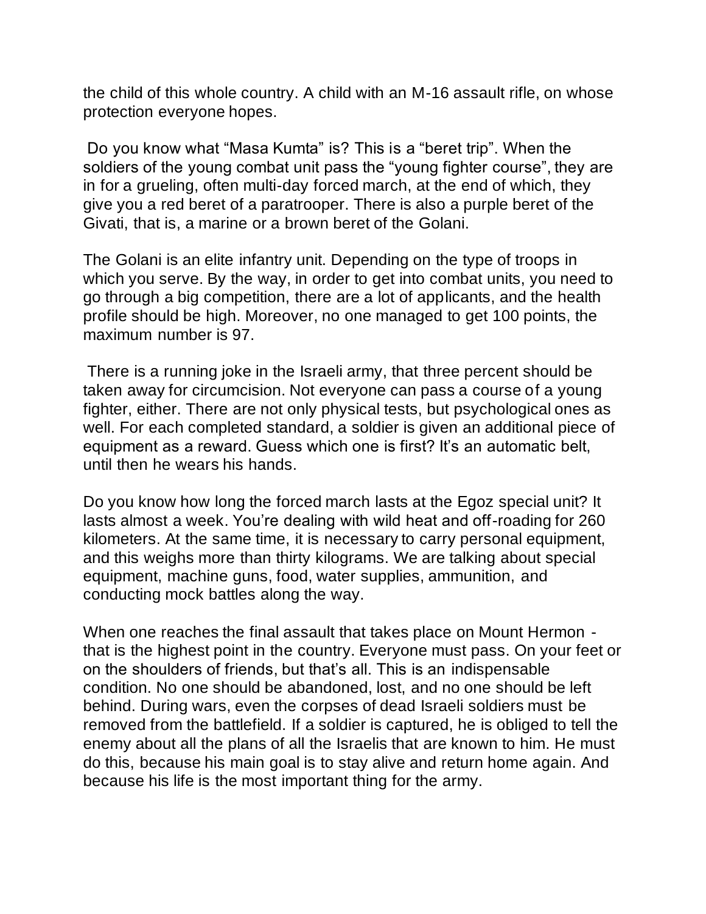the child of this whole country. A child with an M-16 assault rifle, on whose protection everyone hopes.

Do you know what "Masa Kumta" is? This is a "beret trip". When the soldiers of the young combat unit pass the "young fighter course", they are in for a grueling, often multi-day forced march, at the end of which, they give you a red beret of a paratrooper. There is also a purple beret of the Givati, that is, a marine or a brown beret of the Golani.

The Golani is an elite infantry unit. Depending on the type of troops in which you serve. By the way, in order to get into combat units, you need to go through a big competition, there are a lot of applicants, and the health profile should be high. Moreover, no one managed to get 100 points, the maximum number is 97.

There is a running joke in the Israeli army, that three percent should be taken away for circumcision. Not everyone can pass a course of a young fighter, either. There are not only physical tests, but psychological ones as well. For each completed standard, a soldier is given an additional piece of equipment as a reward. Guess which one is first? It's an automatic belt, until then he wears his hands.

Do you know how long the forced march lasts at the Egoz special unit? It lasts almost a week. You're dealing with wild heat and off-roading for 260 kilometers. At the same time, it is necessary to carry personal equipment, and this weighs more than thirty kilograms. We are talking about special equipment, machine guns, food, water supplies, ammunition, and conducting mock battles along the way.

When one reaches the final assault that takes place on Mount Hermon - that is the highest point in the country. Everyone must pass. On your feet or on the shoulders of friends, but that's all. This is an indispensable condition. No one should be abandoned, lost, and no one should be left behind. During wars, even the corpses of dead Israeli soldiers must be removed from the battlefield. If a soldier is captured, he is obliged to tell the enemy about all the plans of all the Israelis that are known to him. He must do this, because his main goal is to stay alive and return home again. And because his life is the most important thing for the army.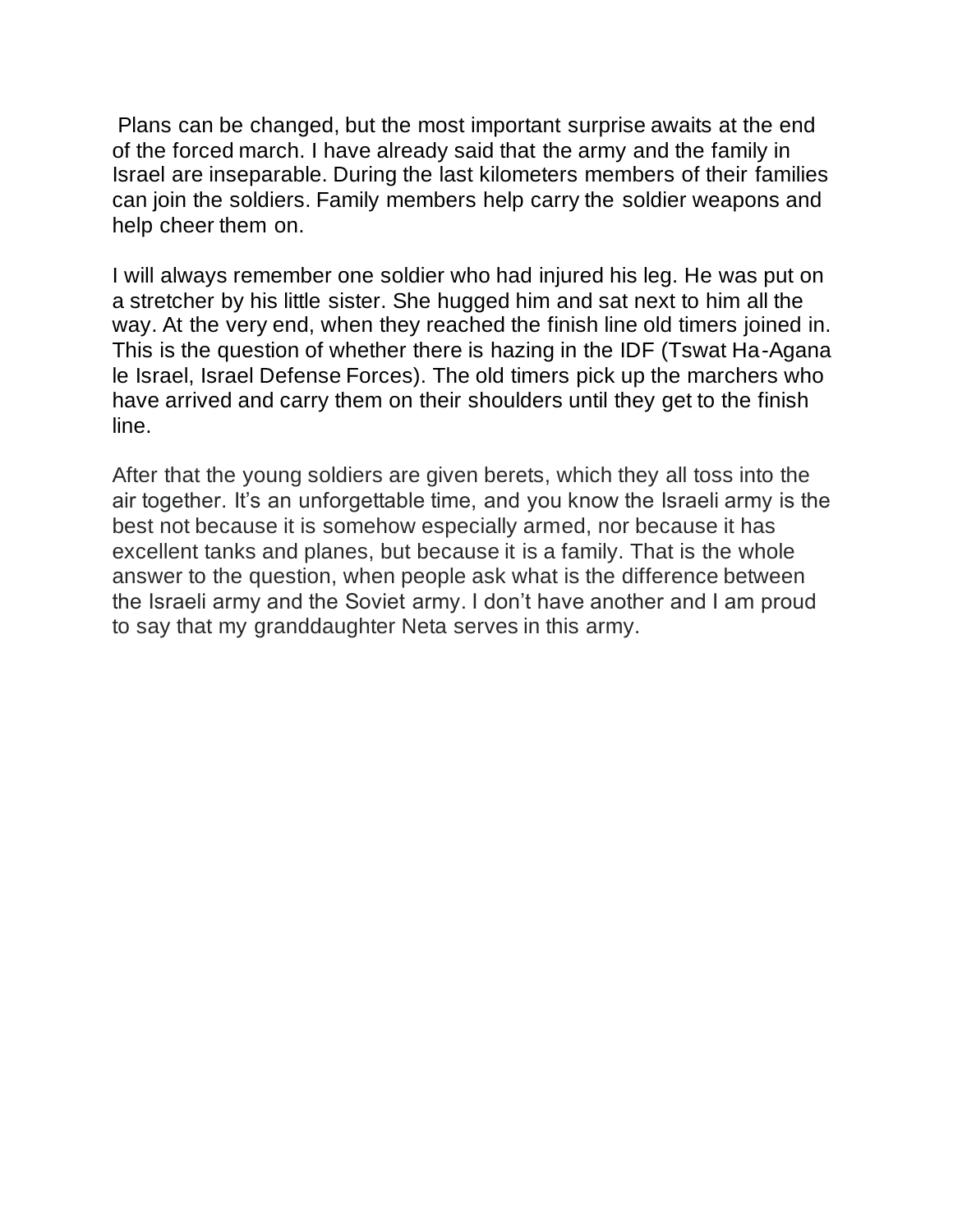Plans can be changed, but the most important surprise awaits at the end of the forced march. I have already said that the army and the family in Israel are inseparable. During the last kilometers members of their families can join the soldiers. Family members help carry the soldier weapons and help cheer them on.

I will always remember one soldier who had injured his leg. He was put on a stretcher by his little sister. She hugged him and sat next to him all the way. At the very end, when they reached the finish line old timers joined in. This is the question of whether there is hazing in the IDF (Tswat Ha-Agana le Israel, Israel Defense Forces). The old timers pick up the marchers who have arrived and carry them on their shoulders until they get to the finish line.

After that the young soldiers are given berets, which they all toss into the air together. It's an unforgettable time, and you know the Israeli army is the best not because it is somehow especially armed, nor because it has excellent tanks and planes, but because it is a family. That is the whole answer to the question, when people ask what is the difference between the Israeli army and the Soviet army. I don't have another and I am proud to say that my granddaughter Neta serves in this army.